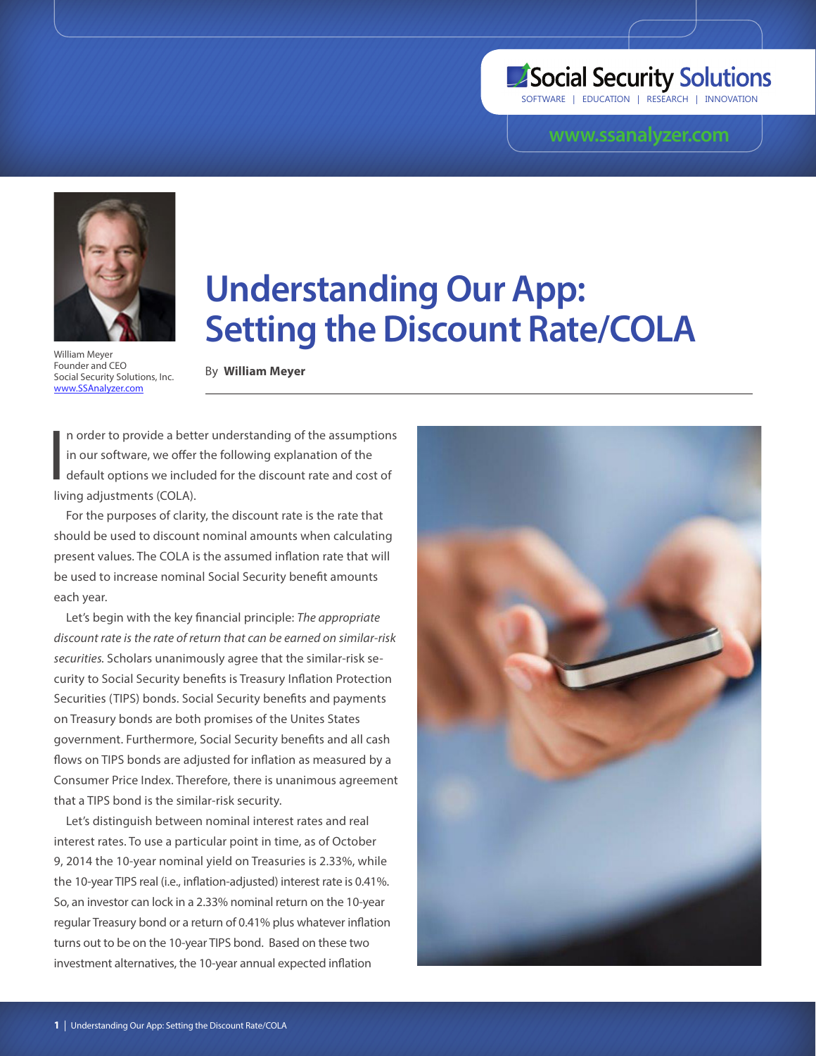Social Security Solutions
SOFTWARE | EDUCATION | RESEARCH | INNOVATION

www.ssanalyzer.com

William Meyer
Founder and CEO
Social Security Solutions, Inc.
www.SSAnalyzer.com

# Understanding Our App: Setting the Discount Rate/COLA

By **William Meyer**

In order to provide a better understanding of the assumptions in our software, we offer the following explanation of the default options we included for the discount rate and cost of living adjustments (COLA).

For the purposes of clarity, the discount rate is the rate that should be used to discount nominal amounts when calculating present values. The COLA is the assumed inflation rate that will be used to increase nominal Social Security benefit amounts each year.

Let's begin with the key financial principle: *The appropriate discount rate is the rate of return that can be earned on similar-risk securities.* Scholars unanimously agree that the similar-risk security to Social Security benefits is Treasury Inflation Protection Securities (TIPS) bonds. Social Security benefits and payments on Treasury bonds are both promises of the Unites States government. Furthermore, Social Security benefits and all cash flows on TIPS bonds are adjusted for inflation as measured by a Consumer Price Index. Therefore, there is unanimous agreement that a TIPS bond is the similar-risk security.

Let's distinguish between nominal interest rates and real interest rates. To use a particular point in time, as of October 9, 2014 the 10-year nominal yield on Treasuries is 2.33%, while the 10-year TIPS real (i.e., inflation-adjusted) interest rate is 0.41%. So, an investor can lock in a 2.33% nominal return on the 10-year regular Treasury bond or a return of 0.41% plus whatever inflation turns out to be on the 10-year TIPS bond. Based on these two investment alternatives, the 10-year annual expected inflation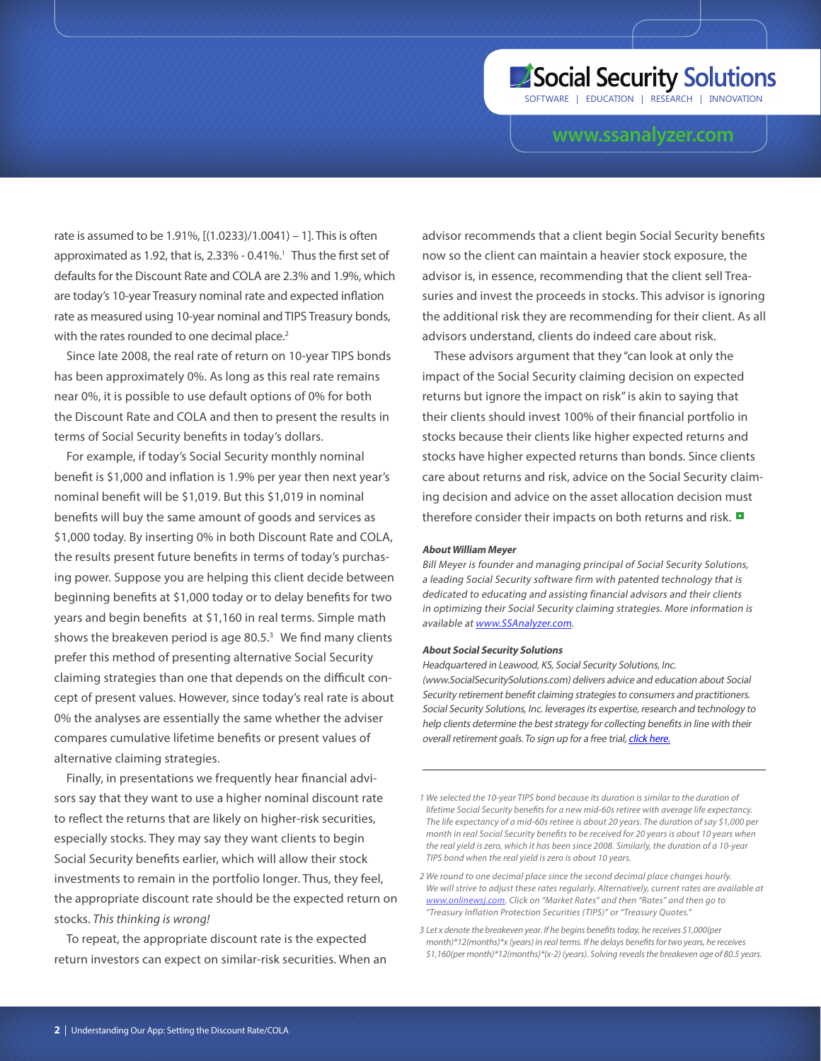rate is assumed to be 1.91%, [(1.0233)/1.0041) – 1]. This is often approximated as 1.92, that is, 2.33% - 0.41%.[1] Thus the first set of defaults for the Discount Rate and COLA are 2.3% and 1.9%, which are today's 10-year Treasury nominal rate and expected inflation rate as measured using 10-year nominal and TIPS Treasury bonds, with the rates rounded to one decimal place.[2]

Since late 2008, the real rate of return on 10-year TIPS bonds has been approximately 0%. As long as this real rate remains near 0%, it is possible to use default options of 0% for both the Discount Rate and COLA and then to present the results in terms of Social Security benefits in today's dollars.

For example, if today's Social Security monthly nominal benefit is $1,000 and inflation is 1.9% per year then next year's nominal benefit will be $1,019. But this $1,019 in nominal benefits will buy the same amount of goods and services as $1,000 today. By inserting 0% in both Discount Rate and COLA, the results present future benefits in terms of today's purchasing power. Suppose you are helping this client decide between beginning benefits at $1,000 today or to delay benefits for two years and begin benefits at $1,160 in real terms. Simple math shows the breakeven period is age 80.5.[3] We find many clients prefer this method of presenting alternative Social Security claiming strategies than one that depends on the difficult concept of present values. However, since today's real rate is about 0% the analyses are essentially the same whether the adviser compares cumulative lifetime benefits or present values of alternative claiming strategies.

Finally, in presentations we frequently hear financial advisors say that they want to use a higher nominal discount rate to reflect the returns that are likely on higher-risk securities, especially stocks. They may say they want clients to begin Social Security benefits earlier, which will allow their stock investments to remain in the portfolio longer. Thus, they feel, the appropriate discount rate should be the expected return on stocks. *This thinking is wrong!*

To repeat, the appropriate discount rate is the expected return investors can expect on similar-risk securities. When an advisor recommends that a client begin Social Security benefits now so the client can maintain a heavier stock exposure, the advisor is, in essence, recommending that the client sell Treasuries and invest the proceeds in stocks. This advisor is ignoring the additional risk they are recommending for their client. As all advisors understand, clients do indeed care about risk.

These advisors argument that they "can look at only the impact of the Social Security claiming decision on expected returns but ignore the impact on risk" is akin to saying that their clients should invest 100% of their financial portfolio in stocks because their clients like higher expected returns and stocks have higher expected returns than bonds. Since clients care about returns and risk, advice on the Social Security claiming decision and advice on the asset allocation decision must therefore consider their impacts on both returns and risk.

***About William Meyer***

*Bill Meyer is founder and managing principal of Social Security Solutions, a leading Social Security software firm with patented technology that is dedicated to educating and assisting financial advisors and their clients in optimizing their Social Security claiming strategies. More information is available at [www.SSAnalyzer.com](www.SSAnalyzer.com).*

***About Social Security Solutions***

*Headquartered in Leawood, KS, Social Security Solutions, Inc. (www.SocialSecuritySolutions.com) delivers advice and education about Social Security retirement benefit claiming strategies to consumers and practitioners. Social Security Solutions, Inc. leverages its expertise, research and technology to help clients determine the best strategy for collecting benefits in line with their overall retirement goals. To sign up for a free trial, click here.*

---

1 *We selected the 10-year TIPS bond because its duration is similar to the duration of lifetime Social Security benefits for a new mid-60s retiree with average life expectancy. The life expectancy of a mid-60s retiree is about 20 years. The duration of say $1,000 per month in real Social Security benefits to be received for 20 years is about 10 years when the real yield is zero, which it has been since 2008. Similarly, the duration of a 10-year TIPS bond when the real yield is zero is about 10 years.*

2 *We round to one decimal place since the second decimal place changes hourly. We will strive to adjust these rates regularly. Alternatively, current rates are available at [www.onlinewsj.com](www.onlinewsj.com). Click on "Market Rates" and then "Rates" and then go to "Treasury Inflation Protection Securities (TIPS)" or "Treasury Quotes."*

3 *Let x denote the breakeven year. If he begins benefits today, he receives $1,000(per month)\*12(months)\*x (years) in real terms. If he delays benefits for two years, he receives $1,160(per month)\*12(months)\*(x-2) (years). Solving reveals the breakeven age of 80.5 years.*